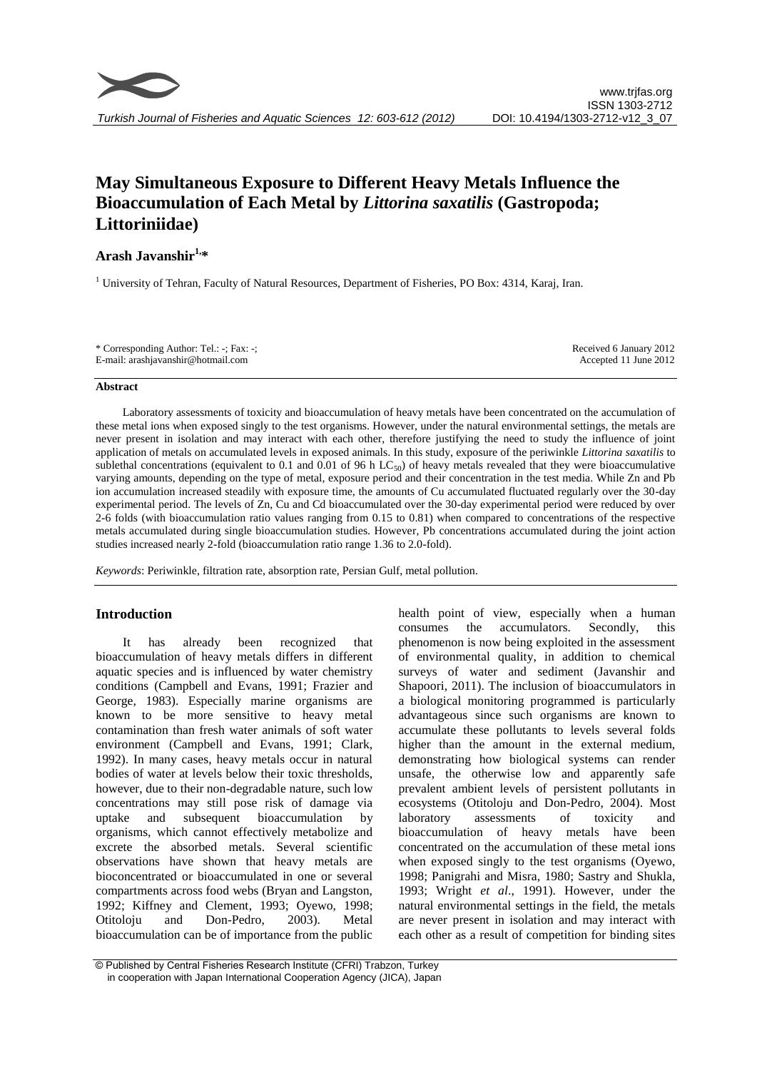# May Simultaneous Exposure to Different Heavy Metals Influence the Bioaccumulation of Each Metal by *Littorina saxatilis* (Gastropoda; Littoriniidae)

**Arash Javanshir[1,*]**

[1] University of Tehran, Faculty of Natural Resources, Department of Fisheries, PO Box: 4314, Karaj, Iran.

\* Corresponding Author: Tel.: -; Fax: -;
E-mail: arashjavanshir@hotmail.com

Received 6 January 2012
Accepted 11 June 2012

#### Abstract

Laboratory assessments of toxicity and bioaccumulation of heavy metals have been concentrated on the accumulation of these metal ions when exposed singly to the test organisms. However, under the natural environmental settings, the metals are never present in isolation and may interact with each other, therefore justifying the need to study the influence of joint application of metals on accumulated levels in exposed animals. In this study, exposure of the periwinkle *Littorina saxatilis* to sublethal concentrations (equivalent to 0.1 and 0.01 of 96 h $LC_{50}$) of heavy metals revealed that they were bioaccumulative varying amounts, depending on the type of metal, exposure period and their concentration in the test media. While Zn and Pb ion accumulation increased steadily with exposure time, the amounts of Cu accumulated fluctuated regularly over the 30-day experimental period. The levels of Zn, Cu and Cd bioaccumulated over the 30-day experimental period were reduced by over 2-6 folds (with bioaccumulation ratio values ranging from 0.15 to 0.81) when compared to concentrations of the respective metals accumulated during single bioaccumulation studies. However, Pb concentrations accumulated during the joint action studies increased nearly 2-fold (bioaccumulation ratio range 1.36 to 2.0-fold).

*Keywords*: Periwinkle, filtration rate, absorption rate, Persian Gulf, metal pollution.

## Introduction

It has already been recognized that bioaccumulation of heavy metals differs in different aquatic species and is influenced by water chemistry conditions (Campbell and Evans, 1991; Frazier and George, 1983). Especially marine organisms are known to be more sensitive to heavy metal contamination than fresh water animals of soft water environment (Campbell and Evans, 1991; Clark, 1992). In many cases, heavy metals occur in natural bodies of water at levels below their toxic thresholds, however, due to their non-degradable nature, such low concentrations may still pose risk of damage via uptake and subsequent bioaccumulation by organisms, which cannot effectively metabolize and excrete the absorbed metals. Several scientific observations have shown that heavy metals are bioconcentrated or bioaccumulated in one or several compartments across food webs (Bryan and Langston, 1992; Kiffney and Clement, 1993; Oyewo, 1998; Otitoloju and Don-Pedro, 2003). Metal bioaccumulation can be of importance from the public health point of view, especially when a human consumes the accumulators. Secondly, this phenomenon is now being exploited in the assessment of environmental quality, in addition to chemical surveys of water and sediment (Javanshir and Shapoori, 2011). The inclusion of bioaccumulators in a biological monitoring programmed is particularly advantageous since such organisms are known to accumulate these pollutants to levels several folds higher than the amount in the external medium, demonstrating how biological systems can render unsafe, the otherwise low and apparently safe prevalent ambient levels of persistent pollutants in ecosystems (Otitoloju and Don-Pedro, 2004). Most laboratory assessments of toxicity and bioaccumulation of heavy metals have been concentrated on the accumulation of these metal ions when exposed singly to the test organisms (Oyewo, 1998; Panigrahi and Misra, 1980; Sastry and Shukla, 1993; Wright *et al*., 1991). However, under the natural environmental settings in the field, the metals are never present in isolation and may interact with each other as a result of competition for binding sites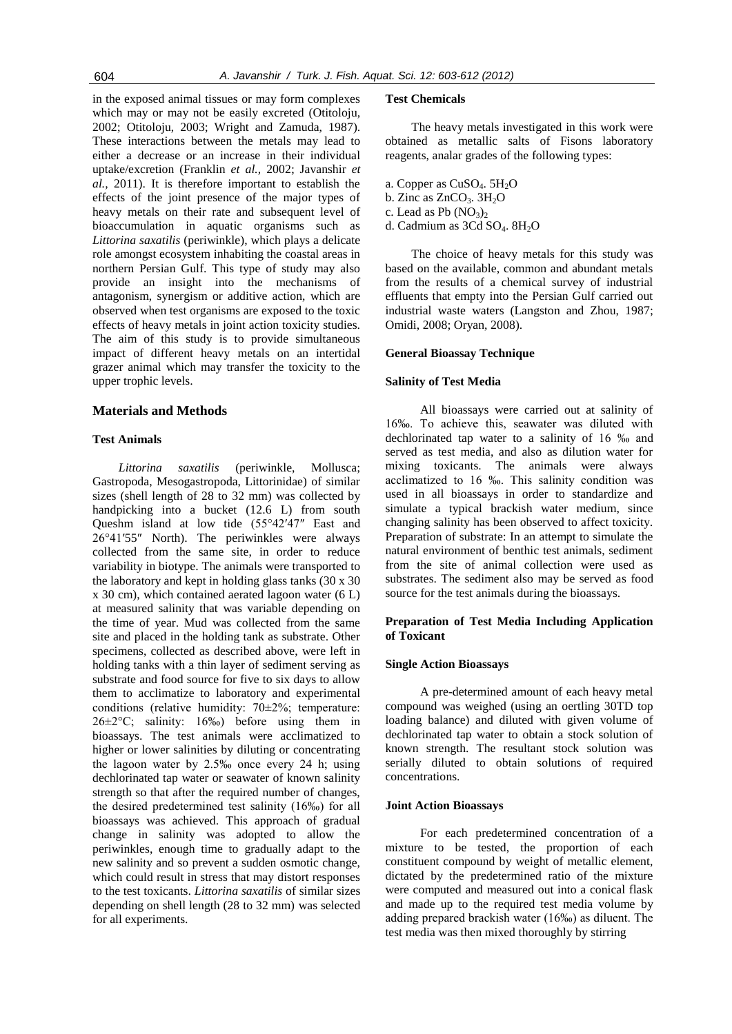in the exposed animal tissues or may form complexes which may or may not be easily excreted (Otitoloju, 2002; Otitoloju, 2003; Wright and Zamuda, 1987). These interactions between the metals may lead to either a decrease or an increase in their individual uptake/excretion (Franklin *et al.*, 2002; Javanshir *et al.*, 2011). It is therefore important to establish the effects of the joint presence of the major types of heavy metals on their rate and subsequent level of bioaccumulation in aquatic organisms such as *Littorina saxatilis* (periwinkle), which plays a delicate role amongst ecosystem inhabiting the coastal areas in northern Persian Gulf. This type of study may also provide an insight into the mechanisms of antagonism, synergism or additive action, which are observed when test organisms are exposed to the toxic effects of heavy metals in joint action toxicity studies. The aim of this study is to provide simultaneous impact of different heavy metals on an intertidal grazer animal which may transfer the toxicity to the upper trophic levels.

## Materials and Methods

### Test Animals

*Littorina saxatilis* (periwinkle, Mollusca; Gastropoda, Mesogastropoda, Littorinidae) of similar sizes (shell length of 28 to 32 mm) was collected by handpicking into a bucket (12.6 L) from south Queshm island at low tide (55°42′47″ East and 26°41′55″ North). The periwinkles were always collected from the same site, in order to reduce variability in biotype. The animals were transported to the laboratory and kept in holding glass tanks (30 x 30 x 30 cm), which contained aerated lagoon water (6 L) at measured salinity that was variable depending on the time of year. Mud was collected from the same site and placed in the holding tank as substrate. Other specimens, collected as described above, were left in holding tanks with a thin layer of sediment serving as substrate and food source for five to six days to allow them to acclimatize to laboratory and experimental conditions (relative humidity: 70±2%; temperature: 26±2°C; salinity: 16‰) before using them in bioassays. The test animals were acclimatized to higher or lower salinities by diluting or concentrating the lagoon water by 2.5‰ once every 24 h; using dechlorinated tap water or seawater of known salinity strength so that after the required number of changes, the desired predetermined test salinity (16‰) for all bioassays was achieved. This approach of gradual change in salinity was adopted to allow the periwinkles, enough time to gradually adapt to the new salinity and so prevent a sudden osmotic change, which could result in stress that may distort responses to the test toxicants. *Littorina saxatilis* of similar sizes depending on shell length (28 to 32 mm) was selected for all experiments.

### Test Chemicals

The heavy metals investigated in this work were obtained as metallic salts of Fisons laboratory reagents, analar grades of the following types:

a. Copper as $CuSO_4 . 5H_2O$
b. Zinc as $ZnCO_3 . 3H_2O$
c. Lead as $Pb(NO_3)_2$
d. Cadmium as $3Cd SO_4 . 8H_2O$

The choice of heavy metals for this study was based on the available, common and abundant metals from the results of a chemical survey of industrial effluents that empty into the Persian Gulf carried out industrial waste waters (Langston and Zhou, 1987; Omidi, 2008; Oryan, 2008).

### General Bioassay Technique

### Salinity of Test Media

All bioassays were carried out at salinity of 16‰. To achieve this, seawater was diluted with dechlorinated tap water to a salinity of 16 ‰ and served as test media, and also as dilution water for mixing toxicants. The animals were always acclimatized to 16 ‰. This salinity condition was used in all bioassays in order to standardize and simulate a typical brackish water medium, since changing salinity has been observed to affect toxicity. Preparation of substrate: In an attempt to simulate the natural environment of benthic test animals, sediment from the site of animal collection were used as substrates. The sediment also may be served as food source for the test animals during the bioassays.

### Preparation of Test Media Including Application of Toxicant

### Single Action Bioassays

A pre-determined amount of each heavy metal compound was weighed (using an oertling 30TD top loading balance) and diluted with given volume of dechlorinated tap water to obtain a stock solution of known strength. The resultant stock solution was serially diluted to obtain solutions of required concentrations.

### Joint Action Bioassays

For each predetermined concentration of a mixture to be tested, the proportion of each constituent compound by weight of metallic element, dictated by the predetermined ratio of the mixture were computed and measured out into a conical flask and made up to the required test media volume by adding prepared brackish water (16‰) as diluent. The test media was then mixed thoroughly by stirring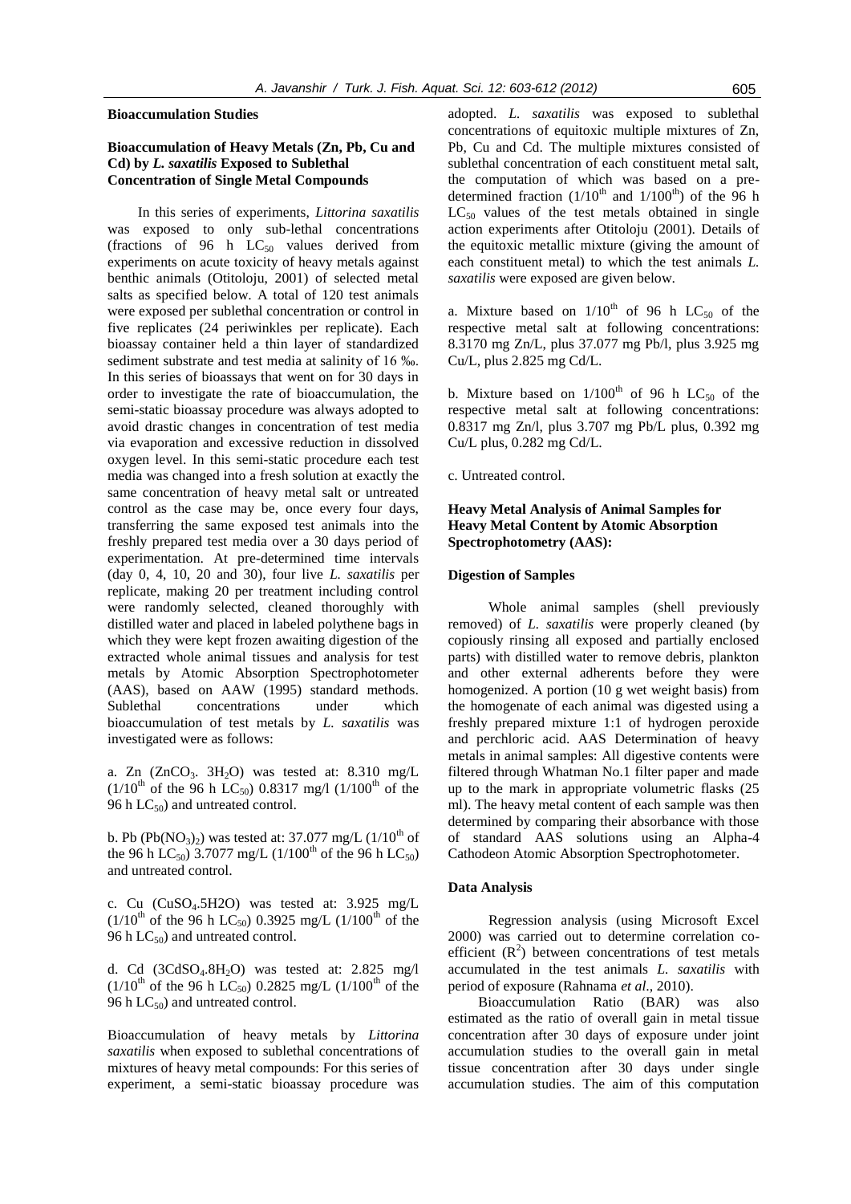### Bioaccumulation Studies

#### Bioaccumulation of Heavy Metals (Zn, Pb, Cu and Cd) by *L. saxatilis* Exposed to Sublethal Concentration of Single Metal Compounds

In this series of experiments, *Littorina saxatilis* was exposed to only sub-lethal concentrations (fractions of 96 h $LC_{50}$ values derived from experiments on acute toxicity of heavy metals against benthic animals (Otitoloju, 2001) of selected metal salts as specified below. A total of 120 test animals were exposed per sublethal concentration or control in five replicates (24 periwinkles per replicate). Each bioassay container held a thin layer of standardized sediment substrate and test media at salinity of 16 ‰. In this series of bioassays that went on for 30 days in order to investigate the rate of bioaccumulation, the semi-static bioassay procedure was always adopted to avoid drastic changes in concentration of test media via evaporation and excessive reduction in dissolved oxygen level. In this semi-static procedure each test media was changed into a fresh solution at exactly the same concentration of heavy metal salt or untreated control as the case may be, once every four days, transferring the same exposed test animals into the freshly prepared test media over a 30 days period of experimentation. At pre-determined time intervals (day 0, 4, 10, 20 and 30), four live *L. saxatilis* per replicate, making 20 per treatment including control were randomly selected, cleaned thoroughly with distilled water and placed in labeled polythene bags in which they were kept frozen awaiting digestion of the extracted whole animal tissues and analysis for test metals by Atomic Absorption Spectrophotometer (AAS), based on AAW (1995) standard methods. Sublethal concentrations under which bioaccumulation of test metals by *L. saxatilis* was investigated were as follows:

a. Zn ($ZnCO_3$. $3H_2O$) was tested at: 8.310 mg/L ($1/10^{th}$ of the 96 h $LC_{50}$) 0.8317 mg/l ($1/100^{th}$ of the 96 h $LC_{50}$) and untreated control.

b. Pb ($Pb(NO_3)_2$) was tested at: 37.077 mg/L ($1/10^{th}$ of the 96 h $LC_{50}$) 3.7077 mg/L ($1/100^{th}$ of the 96 h $LC_{50}$) and untreated control.

c. Cu ($CuSO_4$.5H2O) was tested at: 3.925 mg/L ($1/10^{th}$ of the 96 h $LC_{50}$) 0.3925 mg/L ($1/100^{th}$ of the 96 h $LC_{50}$) and untreated control.

d. Cd ($3CdSO_4.8H_2O$) was tested at: 2.825 mg/l ($1/10^{th}$ of the 96 h $LC_{50}$) 0.2825 mg/L ($1/100^{th}$ of the 96 h $LC_{50}$) and untreated control.

Bioaccumulation of heavy metals by *Littorina saxatilis* when exposed to sublethal concentrations of mixtures of heavy metal compounds: For this series of experiment, a semi-static bioassay procedure was adopted. *L. saxatilis* was exposed to sublethal concentrations of equitoxic multiple mixtures of Zn, Pb, Cu and Cd. The multiple mixtures consisted of sublethal concentration of each constituent metal salt, the computation of which was based on a pre-determined fraction ($1/10^{th}$ and $1/100^{th}$) of the 96 h $LC_{50}$ values of the test metals obtained in single action experiments after Otitoloju (2001). Details of the equitoxic metallic mixture (giving the amount of each constituent metal) to which the test animals *L. saxatilis* were exposed are given below.

a. Mixture based on $1/10^{th}$ of 96 h $LC_{50}$ of the respective metal salt at following concentrations: 8.3170 mg Zn/L, plus 37.077 mg Pb/l, plus 3.925 mg Cu/L, plus 2.825 mg Cd/L.

b. Mixture based on $1/100^{th}$ of 96 h $LC_{50}$ of the respective metal salt at following concentrations: 0.8317 mg Zn/l, plus 3.707 mg Pb/L plus, 0.392 mg Cu/L plus, 0.282 mg Cd/L.

c. Untreated control.

#### Heavy Metal Analysis of Animal Samples for Heavy Metal Content by Atomic Absorption Spectrophotometry (AAS):

#### Digestion of Samples

Whole animal samples (shell previously removed) of *L. saxatilis* were properly cleaned (by copiously rinsing all exposed and partially enclosed parts) with distilled water to remove debris, plankton and other external adherents before they were homogenized. A portion (10 g wet weight basis) from the homogenate of each animal was digested using a freshly prepared mixture 1:1 of hydrogen peroxide and perchloric acid. AAS Determination of heavy metals in animal samples: All digestive contents were filtered through Whatman No.1 filter paper and made up to the mark in appropriate volumetric flasks (25 ml). The heavy metal content of each sample was then determined by comparing their absorbance with those of standard AAS solutions using an Alpha-4 Cathodeon Atomic Absorption Spectrophotometer.

#### Data Analysis

Regression analysis (using Microsoft Excel 2000) was carried out to determine correlation co-efficient ($R^2$) between concentrations of test metals accumulated in the test animals *L. saxatilis* with period of exposure (Rahnama *et al*., 2010).

Bioaccumulation Ratio (BAR) was also estimated as the ratio of overall gain in metal tissue concentration after 30 days of exposure under joint accumulation studies to the overall gain in metal tissue concentration after 30 days under single accumulation studies. The aim of this computation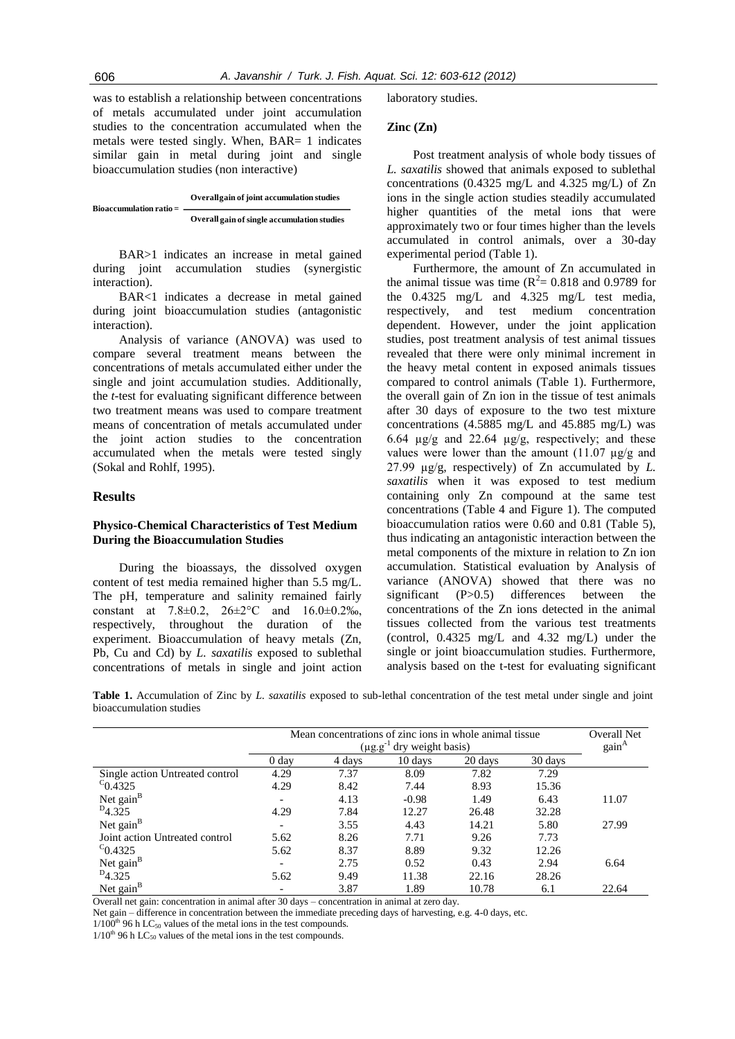was to establish a relationship between concentrations of metals accumulated under joint accumulation studies to the concentration accumulated when the metals were tested singly. When, BAR= 1 indicates similar gain in metal during joint and single bioaccumulation studies (non interactive)

$$\text{Bioaccumulation ratio} = \frac{\text{Overall gain of joint accumulation studies}}{\text{Overall gain of single accumulation studies}}$$

BAR>1 indicates an increase in metal gained during joint accumulation studies (synergistic interaction).

BAR<1 indicates a decrease in metal gained during joint bioaccumulation studies (antagonistic interaction).

Analysis of variance (ANOVA) was used to compare several treatment means between the concentrations of metals accumulated either under the single and joint accumulation studies. Additionally, the *t*-test for evaluating significant difference between two treatment means was used to compare treatment means of concentration of metals accumulated under the joint action studies to the concentration accumulated when the metals were tested singly (Sokal and Rohlf, 1995).

## Results

### Physico-Chemical Characteristics of Test Medium During the Bioaccumulation Studies

During the bioassays, the dissolved oxygen content of test media remained higher than 5.5 mg/L. The pH, temperature and salinity remained fairly constant at 7.8±0.2, 26±2°C and 16.0±0.2‰, respectively, throughout the duration of the experiment. Bioaccumulation of heavy metals (Zn, Pb, Cu and Cd) by *L. saxatilis* exposed to sublethal concentrations of metals in single and joint action laboratory studies.

### Zinc (Zn)

Post treatment analysis of whole body tissues of *L. saxatilis* showed that animals exposed to sublethal concentrations (0.4325 mg/L and 4.325 mg/L) of Zn ions in the single action studies steadily accumulated higher quantities of the metal ions that were approximately two or four times higher than the levels accumulated in control animals, over a 30-day experimental period (Table 1).

Furthermore, the amount of Zn accumulated in the animal tissue was time ($R^2$= 0.818 and 0.9789 for the 0.4325 mg/L and 4.325 mg/L test media, respectively, and test medium concentration dependent. However, under the joint application studies, post treatment analysis of test animal tissues revealed that there were only minimal increment in the heavy metal content in exposed animals tissues compared to control animals (Table 1). Furthermore, the overall gain of Zn ion in the tissue of test animals after 30 days of exposure to the two test mixture concentrations (4.5885 mg/L and 45.885 mg/L) was 6.64 µg/g and 22.64 µg/g, respectively; and these values were lower than the amount (11.07 µg/g and 27.99 µg/g, respectively) of Zn accumulated by *L. saxatilis* when it was exposed to test medium containing only Zn compound at the same test concentrations (Table 4 and Figure 1). The computed bioaccumulation ratios were 0.60 and 0.81 (Table 5), thus indicating an antagonistic interaction between the metal components of the mixture in relation to Zn ion accumulation. Statistical evaluation by Analysis of variance (ANOVA) showed that there was no significant (P>0.5) differences between the concentrations of the Zn ions detected in the animal tissues collected from the various test treatments (control, 0.4325 mg/L and 4.32 mg/L) under the single or joint bioaccumulation studies. Furthermore, analysis based on the t-test for evaluating significant

**Table 1.** Accumulation of Zinc by *L. saxatilis* exposed to sub-lethal concentration of the test metal under single and joint bioaccumulation studies

| | Mean concentrations of zinc ions in whole animal tissue ($\mu g.g^{-1}$ dry weight basis) | | | | | Overall Net gain[A] |
|---|---|---|---|---|---|---|
| | 0 day | 4 days | 10 days | 20 days | 30 days | |
| Single action Untreated control | 4.29 | 7.37 | 8.09 | 7.82 | 7.29 | |
| [C]0.4325 | 4.29 | 8.42 | 7.44 | 8.93 | 15.36 | |
| Net gain[B] | - | 4.13 | -0.98 | 1.49 | 6.43 | 11.07 |
| [D]4.325 | 4.29 | 7.84 | 12.27 | 26.48 | 32.28 | |
| Net gain[B] | - | 3.55 | 4.43 | 14.21 | 5.80 | 27.99 |
| Joint action Untreated control | 5.62 | 8.26 | 7.71 | 9.26 | 7.73 | |
| [C]0.4325 | 5.62 | 8.37 | 8.89 | 9.32 | 12.26 | |
| Net gain[B] | - | 2.75 | 0.52 | 0.43 | 2.94 | 6.64 |
| [D]4.325 | 5.62 | 9.49 | 11.38 | 22.16 | 28.26 | |
| Net gain[B] | - | 3.87 | 1.89 | 10.78 | 6.1 | 22.64 |

Overall net gain: concentration in animal after 30 days – concentration in animal at zero day.
Net gain – difference in concentration between the immediate preceding days of harvesting, e.g. 4-0 days, etc.
$1/100^{th}$ 96 h $LC_{50}$ values of the metal ions in the test compounds.
$1/10^{th}$ 96 h $LC_{50}$ values of the metal ions in the test compounds.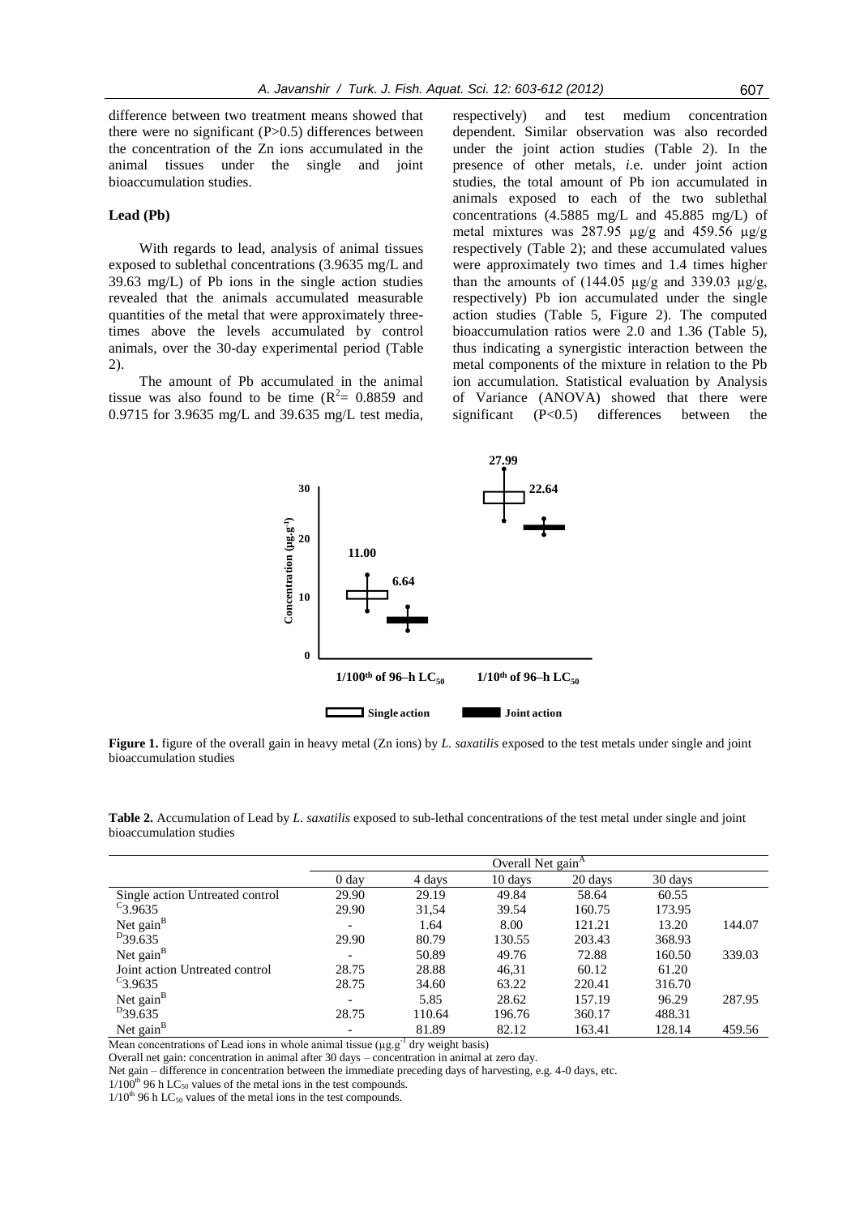difference between two treatment means showed that there were no significant (P>0.5) differences between the concentration of the Zn ions accumulated in the animal tissues under the single and joint bioaccumulation studies.

### Lead (Pb)

With regards to lead, analysis of animal tissues exposed to sublethal concentrations (3.9635 mg/L and 39.63 mg/L) of Pb ions in the single action studies revealed that the animals accumulated measurable quantities of the metal that were approximately three-times above the levels accumulated by control animals, over the 30-day experimental period (Table 2).

The amount of Pb accumulated in the animal tissue was also found to be time ($R^2$= 0.8859 and 0.9715 for 3.9635 mg/L and 39.635 mg/L test media, respectively) and test medium concentration dependent. Similar observation was also recorded under the joint action studies (Table 2). In the presence of other metals, *i.e.* under joint action studies, the total amount of Pb ion accumulated in animals exposed to each of the two sublethal concentrations (4.5885 mg/L and 45.885 mg/L) of metal mixtures was 287.95 µg/g and 459.56 µg/g respectively (Table 2); and these accumulated values were approximately two times and 1.4 times higher than the amounts of (144.05 µg/g and 339.03 µg/g, respectively) Pb ion accumulated under the single action studies (Table 5, Figure 2). The computed bioaccumulation ratios were 2.0 and 1.36 (Table 5), thus indicating a synergistic interaction between the metal components of the mixture in relation to the Pb ion accumulation. Statistical evaluation by Analysis of Variance (ANOVA) showed that there were significant (P<0.5) differences between the

30
20
10
0
Concentration (µg.g⁻¹)
11.00
6.64
27.99
22.64
1/100th of 96–h $LC_{50}$
1/10th of 96–h $LC_{50}$
Single action
Joint action

**Figure 1.** figure of the overall gain in heavy metal (Zn ions) by *L. saxatilis* exposed to the test metals under single and joint bioaccumulation studies

**Table 2.** Accumulation of Lead by *L. saxatilis* exposed to sub-lethal concentrations of the test metal under single and joint bioaccumulation studies

| | Overall Net gain[A] | | | | | |
|---|---|---|---|---|---|---|
| | 0 day | 4 days | 10 days | 20 days | 30 days | |
| Single action Untreated control | 29.90 | 29.19 | 49.84 | 58.64 | 60.55 | |
| [C]3.9635 | 29.90 | 31,54 | 39.54 | 160.75 | 173.95 | |
| Net gain[B] | - | 1.64 | 8.00 | 121.21 | 13.20 | 144.07 |
| [D]39.635 | 29.90 | 80.79 | 130.55 | 203.43 | 368.93 | |
| Net gain[B] | - | 50.89 | 49.76 | 72.88 | 160.50 | 339.03 |
| Joint action Untreated control | 28.75 | 28.88 | 46,31 | 60.12 | 61.20 | |
| [C]3.9635 | 28.75 | 34.60 | 63.22 | 220.41 | 316.70 | |
| Net gain[B] | - | 5.85 | 28.62 | 157.19 | 96.29 | 287.95 |
| [D]39.635 | 28.75 | 110.64 | 196.76 | 360.17 | 488.31 | |
| Net gain[B] | - | 81.89 | 82.12 | 163.41 | 128.14 | 459.56 |

Mean concentrations of Lead ions in whole animal tissue ($\mu g.g^{-1}$ dry weight basis)

Overall net gain: concentration in animal after 30 days – concentration in animal at zero day.

Net gain – difference in concentration between the immediate preceding days of harvesting, e.g. 4-0 days, etc.

1/100th 96 h $LC_{50}$ values of the metal ions in the test compounds.

1/10th 96 h $LC_{50}$ values of the metal ions in the test compounds.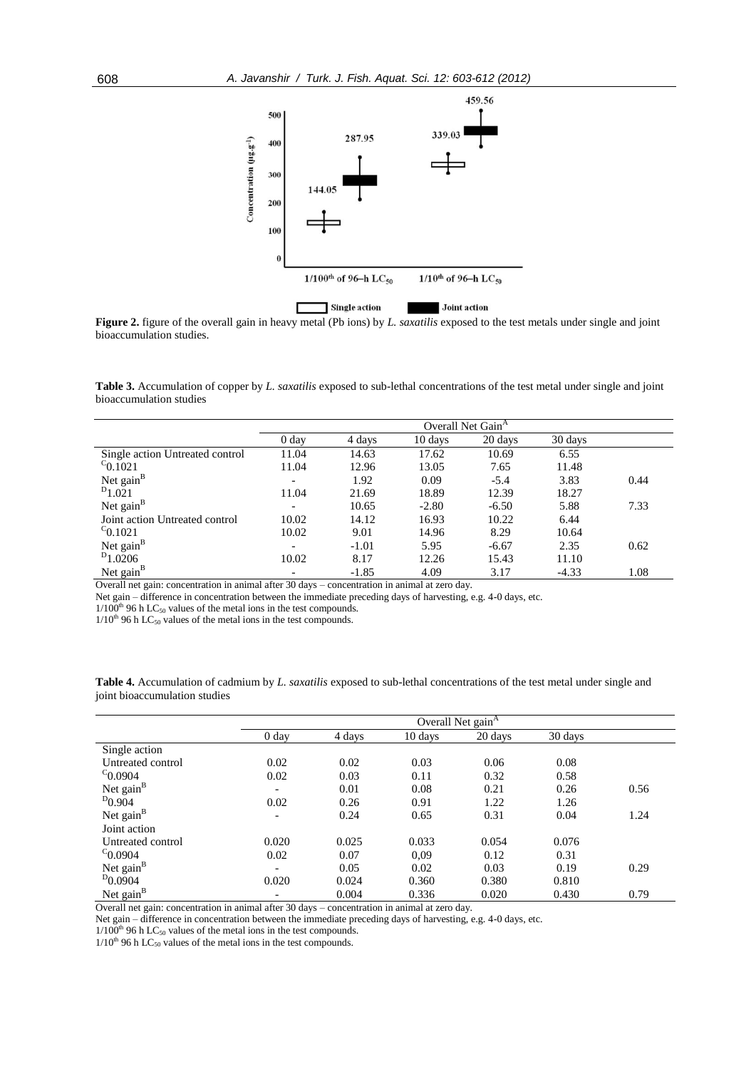Concentration (µg.g⁻¹)

500
400
300
200
100
0

287.95
144.05
339.03
459.56

1/100th of 96-h $LC_{50}$
1/10th of 96-h $LC_{50}$

Single action
Joint action

**Figure 2.** figure of the overall gain in heavy metal (Pb ions) by *L. saxatilis* exposed to the test metals under single and joint bioaccumulation studies.

**Table 3.** Accumulation of copper by *L. saxatilis* exposed to sub-lethal concentrations of the test metal under single and joint bioaccumulation studies

| | Overall Net Gain[A] | | | | | |
|---|---|---|---|---|---|---|
| | 0 day | 4 days | 10 days | 20 days | 30 days | |
| Single action Untreated control | 11.04 | 14.63 | 17.62 | 10.69 | 6.55 | |
| [C]0.1021 | 11.04 | 12.96 | 13.05 | 7.65 | 11.48 | |
| Net gain[B] | - | 1.92 | 0.09 | -5.4 | 3.83 | 0.44 |
| [D]1.021 | 11.04 | 21.69 | 18.89 | 12.39 | 18.27 | |
| Net gain[B] | - | 10.65 | -2.80 | -6.50 | 5.88 | 7.33 |
| Joint action Untreated control | 10.02 | 14.12 | 16.93 | 10.22 | 6.44 | |
| [C]0.1021 | 10.02 | 9.01 | 14.96 | 8.29 | 10.64 | |
| Net gain[B] | - | -1.01 | 5.95 | -6.67 | 2.35 | 0.62 |
| [D]1.0206 | 10.02 | 8.17 | 12.26 | 15.43 | 11.10 | |
| Net gain[B] | - | -1.85 | 4.09 | 3.17 | -4.33 | 1.08 |

Overall net gain: concentration in animal after 30 days – concentration in animal at zero day.
Net gain – difference in concentration between the immediate preceding days of harvesting, e.g. 4-0 days, etc.
1/100th 96 h $LC_{50}$ values of the metal ions in the test compounds.
1/10th 96 h $LC_{50}$ values of the metal ions in the test compounds.

**Table 4.** Accumulation of cadmium by *L. saxatilis* exposed to sub-lethal concentrations of the test metal under single and joint bioaccumulation studies

| | Overall Net gain[A] | | | | | |
|---|---|---|---|---|---|---|
| | 0 day | 4 days | 10 days | 20 days | 30 days | |
| Single action | | | | | | |
| Untreated control | 0.02 | 0.02 | 0.03 | 0.06 | 0.08 | |
| [C]0.0904 | 0.02 | 0.03 | 0.11 | 0.32 | 0.58 | |
| Net gain[B] | - | 0.01 | 0.08 | 0.21 | 0.26 | 0.56 |
| [D]0.904 | 0.02 | 0.26 | 0.91 | 1.22 | 1.26 | |
| Net gain[B] | - | 0.24 | 0.65 | 0.31 | 0.04 | 1.24 |
| Joint action | | | | | | |
| Untreated control | 0.020 | 0.025 | 0.033 | 0.054 | 0.076 | |
| [C]0.0904 | 0.02 | 0.07 | 0,09 | 0.12 | 0.31 | |
| Net gain[B] | - | 0.05 | 0.02 | 0.03 | 0.19 | 0.29 |
| [D]0.0904 | 0.020 | 0.024 | 0.360 | 0.380 | 0.810 | |
| Net gain[B] | - | 0.004 | 0.336 | 0.020 | 0.430 | 0.79 |

Overall net gain: concentration in animal after 30 days – concentration in animal at zero day.
Net gain – difference in concentration between the immediate preceding days of harvesting, e.g. 4-0 days, etc.
1/100th 96 h $LC_{50}$ values of the metal ions in the test compounds.
1/10th 96 h $LC_{50}$ values of the metal ions in the test compounds.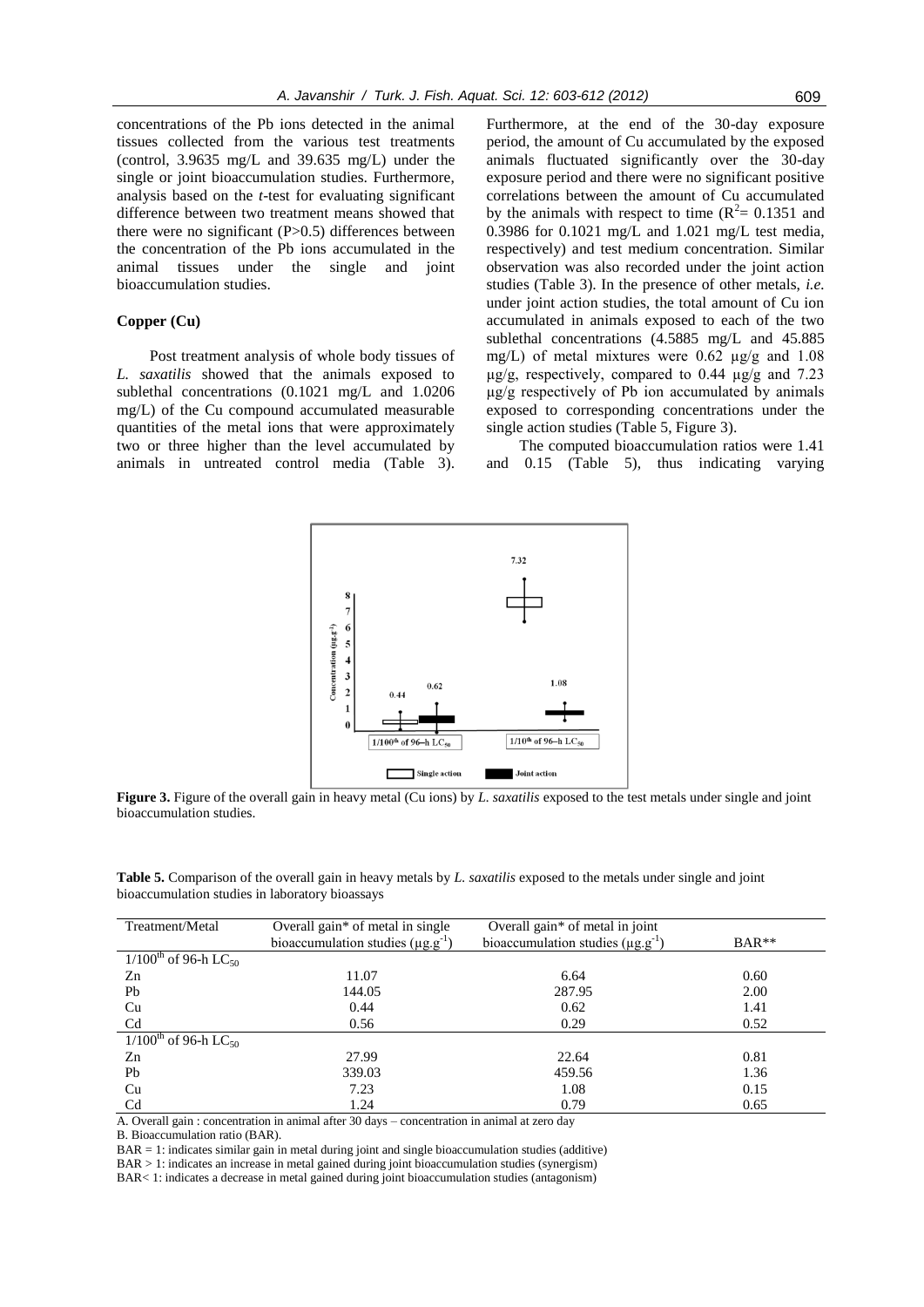concentrations of the Pb ions detected in the animal tissues collected from the various test treatments (control, 3.9635 mg/L and 39.635 mg/L) under the single or joint bioaccumulation studies. Furthermore, analysis based on the *t*-test for evaluating significant difference between two treatment means showed that there were no significant (P>0.5) differences between the concentration of the Pb ions accumulated in the animal tissues under the single and joint bioaccumulation studies.

### Copper (Cu)

Post treatment analysis of whole body tissues of *L. saxatilis* showed that the animals exposed to sublethal concentrations (0.1021 mg/L and 1.0206 mg/L) of the Cu compound accumulated measurable quantities of the metal ions that were approximately two or three higher than the level accumulated by animals in untreated control media (Table 3). Furthermore, at the end of the 30-day exposure period, the amount of Cu accumulated by the exposed animals fluctuated significantly over the 30-day exposure period and there were no significant positive correlations between the amount of Cu accumulated by the animals with respect to time ($R^2$= 0.1351 and 0.3986 for 0.1021 mg/L and 1.021 mg/L test media, respectively) and test medium concentration. Similar observation was also recorded under the joint action studies (Table 3). In the presence of other metals, *i.e.* under joint action studies, the total amount of Cu ion accumulated in animals exposed to each of the two sublethal concentrations (4.5885 mg/L and 45.885 mg/L) of metal mixtures were 0.62 µg/g and 1.08 µg/g, respectively, compared to 0.44 µg/g and 7.23 µg/g respectively of Pb ion accumulated by animals exposed to corresponding concentrations under the single action studies (Table 5, Figure 3).

The computed bioaccumulation ratios were 1.41 and 0.15 (Table 5), thus indicating varying

7.32

0.44

0.62

1.08

Concentration (µg.g⁻¹)

1/100th of 96-h LC50

1/10th of 96-h LC50

Single action

Joint action

**Figure 3.** Figure of the overall gain in heavy metal (Cu ions) by *L. saxatilis* exposed to the test metals under single and joint bioaccumulation studies.

**Table 5.** Comparison of the overall gain in heavy metals by *L. saxatilis* exposed to the metals under single and joint bioaccumulation studies in laboratory bioassays

| Treatment/Metal | Overall gain* of metal in single bioaccumulation studies ($\mu g.g^{-1}$) | Overall gain* of metal in joint bioaccumulation studies ($\mu g.g^{-1}$) | BAR** |
|---|---|---|---|
| $1/100^{th}$ of 96-h $LC_{50}$ | | | |
| Zn | 11.07 | 6.64 | 0.60 |
| Pb | 144.05 | 287.95 | 2.00 |
| Cu | 0.44 | 0.62 | 1.41 |
| Cd | 0.56 | 0.29 | 0.52 |
| $1/100^{th}$ of 96-h $LC_{50}$ | | | |
| Zn | 27.99 | 22.64 | 0.81 |
| Pb | 339.03 | 459.56 | 1.36 |
| Cu | 7.23 | 1.08 | 0.15 |
| Cd | 1.24 | 0.79 | 0.65 |

A. Overall gain : concentration in animal after 30 days – concentration in animal at zero day

B. Bioaccumulation ratio (BAR).

BAR = 1: indicates similar gain in metal during joint and single bioaccumulation studies (additive)

BAR > 1: indicates an increase in metal gained during joint bioaccumulation studies (synergism)

BAR< 1: indicates a decrease in metal gained during joint bioaccumulation studies (antagonism)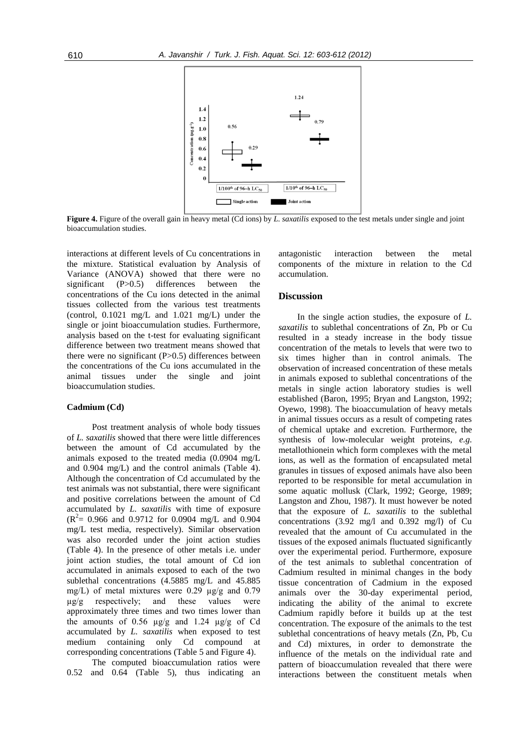1.24

1.4
1.2
1.0
0.8
0.6
0.4
0.2
0

Concentration (µg.g⁻¹)

0.56

0.29

0.79

1/100th of 96–h LC50

1/10th of 96–h LC50

Single action

Joint action

**Figure 4.** Figure of the overall gain in heavy metal (Cd ions) by *L. saxatilis* exposed to the test metals under single and joint bioaccumulation studies.

interactions at different levels of Cu concentrations in the mixture. Statistical evaluation by Analysis of Variance (ANOVA) showed that there were no significant ($P>0.5$) differences between the concentrations of the Cu ions detected in the animal tissues collected from the various test treatments (control, 0.1021 mg/L and 1.021 mg/L) under the single or joint bioaccumulation studies. Furthermore, analysis based on the t-test for evaluating significant difference between two treatment means showed that there were no significant ($P>0.5$) differences between the concentrations of the Cu ions accumulated in the animal tissues under the single and joint bioaccumulation studies.

#### Cadmium (Cd)

Post treatment analysis of whole body tissues of *L. saxatilis* showed that there were little differences between the amount of Cd accumulated by the animals exposed to the treated media (0.0904 mg/L and 0.904 mg/L) and the control animals (Table 4). Although the concentration of Cd accumulated by the test animals was not substantial, there were significant and positive correlations between the amount of Cd accumulated by *L. saxatilis* with time of exposure ($R^2$= 0.966 and 0.9712 for 0.0904 mg/L and 0.904 mg/L test media, respectively). Similar observation was also recorded under the joint action studies (Table 4). In the presence of other metals i.e. under joint action studies, the total amount of Cd ion accumulated in animals exposed to each of the two sublethal concentrations (4.5885 mg/L and 45.885 mg/L) of metal mixtures were 0.29 µg/g and 0.79 µg/g respectively; and these values were approximately three times and two times lower than the amounts of 0.56 µg/g and 1.24 µg/g of Cd accumulated by *L. saxatilis* when exposed to test medium containing only Cd compound at corresponding concentrations (Table 5 and Figure 4).

The computed bioaccumulation ratios were 0.52 and 0.64 (Table 5), thus indicating an antagonistic interaction between the metal components of the mixture in relation to the Cd accumulation.

## Discussion

In the single action studies, the exposure of *L. saxatilis* to sublethal concentrations of Zn, Pb or Cu resulted in a steady increase in the body tissue concentration of the metals to levels that were two to six times higher than in control animals. The observation of increased concentration of these metals in animals exposed to sublethal concentrations of the metals in single action laboratory studies is well established (Baron, 1995; Bryan and Langston, 1992; Oyewo, 1998). The bioaccumulation of heavy metals in animal tissues occurs as a result of competing rates of chemical uptake and excretion. Furthermore, the synthesis of low-molecular weight proteins, *e.g.* metallothionein which form complexes with the metal ions, as well as the formation of encapsulated metal granules in tissues of exposed animals have also been reported to be responsible for metal accumulation in some aquatic mollusk (Clark, 1992; George, 1989; Langston and Zhou, 1987). It must however be noted that the exposure of *L. saxatilis* to the sublethal concentrations (3.92 mg/l and 0.392 mg/l) of Cu revealed that the amount of Cu accumulated in the tissues of the exposed animals fluctuated significantly over the experimental period. Furthermore, exposure of the test animals to sublethal concentration of Cadmium resulted in minimal changes in the body tissue concentration of Cadmium in the exposed animals over the 30-day experimental period, indicating the ability of the animal to excrete Cadmium rapidly before it builds up at the test concentration. The exposure of the animals to the test sublethal concentrations of heavy metals (Zn, Pb, Cu and Cd) mixtures, in order to demonstrate the influence of the metals on the individual rate and pattern of bioaccumulation revealed that there were interactions between the constituent metals when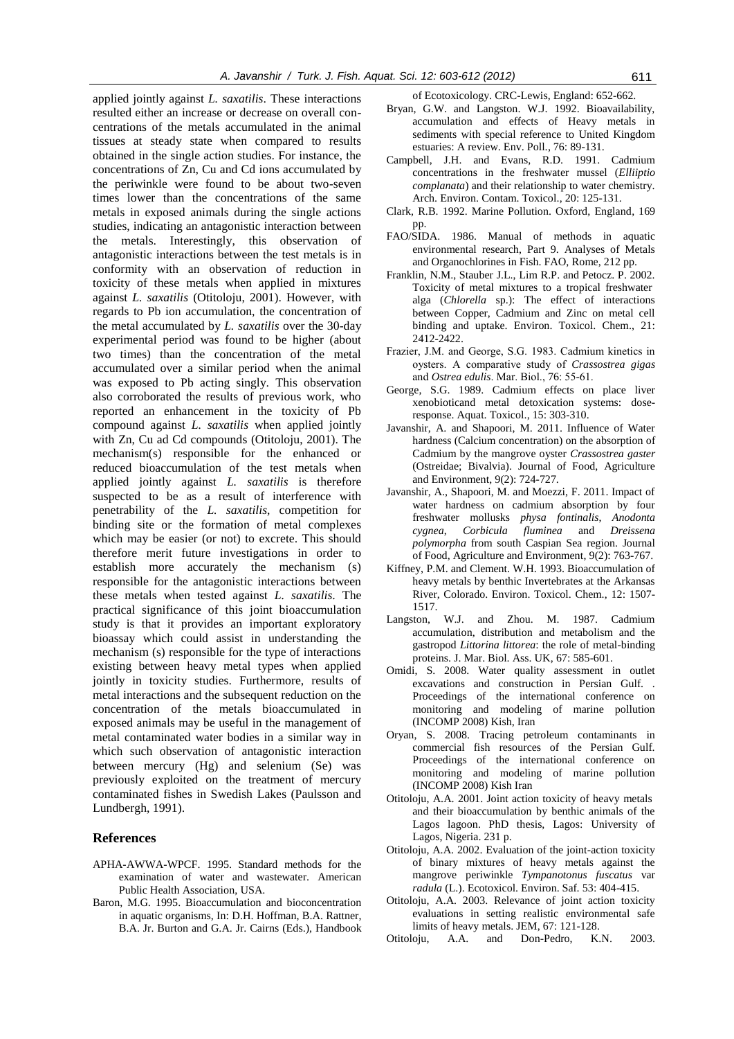applied jointly against *L. saxatilis*. These interactions resulted either an increase or decrease on overall concentrations of the metals accumulated in the animal tissues at steady state when compared to results obtained in the single action studies. For instance, the concentrations of Zn, Cu and Cd ions accumulated by the periwinkle were found to be about two-seven times lower than the concentrations of the same metals in exposed animals during the single actions studies, indicating an antagonistic interaction between the metals. Interestingly, this observation of antagonistic interactions between the test metals is in conformity with an observation of reduction in toxicity of these metals when applied in mixtures against *L. saxatilis* (Otitoloju, 2001). However, with regards to Pb ion accumulation, the concentration of the metal accumulated by *L. saxatilis* over the 30-day experimental period was found to be higher (about two times) than the concentration of the metal accumulated over a similar period when the animal was exposed to Pb acting singly. This observation also corroborated the results of previous work, who reported an enhancement in the toxicity of Pb compound against *L. saxatilis* when applied jointly with Zn, Cu ad Cd compounds (Otitoloju, 2001). The mechanism(s) responsible for the enhanced or reduced bioaccumulation of the test metals when applied jointly against *L. saxatilis* is therefore suspected to be as a result of interference with penetrability of the *L. saxatilis*, competition for binding site or the formation of metal complexes which may be easier (or not) to excrete. This should therefore merit future investigations in order to establish more accurately the mechanism (s) responsible for the antagonistic interactions between these metals when tested against *L. saxatilis*. The practical significance of this joint bioaccumulation study is that it provides an important exploratory bioassay which could assist in understanding the mechanism (s) responsible for the type of interactions existing between heavy metal types when applied jointly in toxicity studies. Furthermore, results of metal interactions and the subsequent reduction on the concentration of the metals bioaccumulated in exposed animals may be useful in the management of metal contaminated water bodies in a similar way in which such observation of antagonistic interaction between mercury (Hg) and selenium (Se) was previously exploited on the treatment of mercury contaminated fishes in Swedish Lakes (Paulsson and Lundbergh, 1991).

## References

APHA-AWWA-WPCF. 1995. Standard methods for the examination of water and wastewater. American Public Health Association, USA.

Baron, M.G. 1995. Bioaccumulation and bioconcentration in aquatic organisms, In: D.H. Hoffman, B.A. Rattner, B.A. Jr. Burton and G.A. Jr. Cairns (Eds.), Handbook of Ecotoxicology. CRC-Lewis, England: 652-662.

Bryan, G.W. and Langston. W.J. 1992. Bioavailability, accumulation and effects of Heavy metals in sediments with special reference to United Kingdom estuaries: A review. Env. Poll., 76: 89-131.

Campbell, J.H. and Evans, R.D. 1991. Cadmium concentrations in the freshwater mussel (*Elliiptio complanata*) and their relationship to water chemistry. Arch. Environ. Contam. Toxicol., 20: 125-131.

Clark, R.B. 1992. Marine Pollution. Oxford, England, 169 pp.

FAO/SIDA. 1986. Manual of methods in aquatic environmental research, Part 9. Analyses of Metals and Organochlorines in Fish. FAO, Rome, 212 pp.

Franklin, N.M., Stauber J.L., Lim R.P. and Petocz. P. 2002. Toxicity of metal mixtures to a tropical freshwater alga (*Chlorella* sp.): The effect of interactions between Copper, Cadmium and Zinc on metal cell binding and uptake. Environ. Toxicol. Chem., 21: 2412-2422.

Frazier, J.M. and George, S.G. 1983. Cadmium kinetics in oysters. A comparative study of *Crassostrea gigas* and *Ostrea edulis*. Mar. Biol., 76: 55-61.

George, S.G. 1989. Cadmium effects on place liver xenobioticand metal detoxication systems: dose-response. Aquat. Toxicol., 15: 303-310.

Javanshir, A. and Shapoori, M. 2011. Influence of Water hardness (Calcium concentration) on the absorption of Cadmium by the mangrove oyster *Crassostrea gaster* (Ostreidae; Bivalvia). Journal of Food, Agriculture and Environment, 9(2): 724-727.

Javanshir, A., Shapoori, M. and Moezzi, F. 2011. Impact of water hardness on cadmium absorption by four freshwater mollusks *physa fontinalis*, *Anodonta cygnea*, *Corbicula fluminea* and *Dreissena polymorpha* from south Caspian Sea region. Journal of Food, Agriculture and Environment, 9(2): 763-767.

Kiffney, P.M. and Clement. W.H. 1993. Bioaccumulation of heavy metals by benthic Invertebrates at the Arkansas River, Colorado. Environ. Toxicol. Chem., 12: 1507-1517.

Langston, W.J. and Zhou. M. 1987. Cadmium accumulation, distribution and metabolism and the gastropod *Littorina littorea*: the role of metal-binding proteins. J. Mar. Biol. Ass. UK, 67: 585-601.

Omidi, S. 2008. Water quality assessment in outlet excavations and construction in Persian Gulf. . Proceedings of the international conference on monitoring and modeling of marine pollution (INCOMP 2008) Kish, Iran

Oryan, S. 2008. Tracing petroleum contaminants in commercial fish resources of the Persian Gulf. Proceedings of the international conference on monitoring and modeling of marine pollution (INCOMP 2008) Kish Iran

Otitoloju, A.A. 2001. Joint action toxicity of heavy metals and their bioaccumulation by benthic animals of the Lagos lagoon. PhD thesis, Lagos: University of Lagos, Nigeria. 231 p.

Otitoloju, A.A. 2002. Evaluation of the joint-action toxicity of binary mixtures of heavy metals against the mangrove periwinkle *Tympanotonus fuscatus* var *radula* (L.). Ecotoxicol. Environ. Saf. 53: 404-415.

Otitoloju, A.A. 2003. Relevance of joint action toxicity evaluations in setting realistic environmental safe limits of heavy metals. JEM, 67: 121-128.

Otitoloju, A.A. and Don-Pedro, K.N. 2003.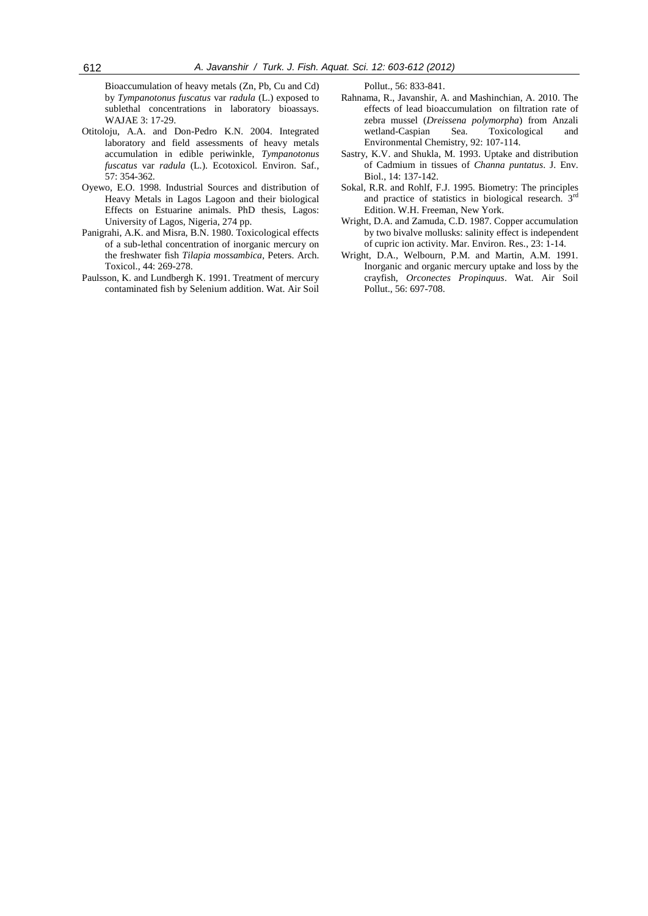Bioaccumulation of heavy metals (Zn, Pb, Cu and Cd) by *Tympanotonus fuscatus* var *radula* (L.) exposed to sublethal concentrations in laboratory bioassays. WAJAE 3: 17-29.

Otitoloju, A.A. and Don-Pedro K.N. 2004. Integrated laboratory and field assessments of heavy metals accumulation in edible periwinkle, *Tympanotonus fuscatus* var *radula* (L.). Ecotoxicol. Environ. Saf., 57: 354-362.

Oyewo, E.O. 1998. Industrial Sources and distribution of Heavy Metals in Lagos Lagoon and their biological Effects on Estuarine animals. PhD thesis, Lagos: University of Lagos, Nigeria, 274 pp.

Panigrahi, A.K. and Misra, B.N. 1980. Toxicological effects of a sub-lethal concentration of inorganic mercury on the freshwater fish *Tilapia mossambica*, Peters. Arch. Toxicol., 44: 269-278.

Paulsson, K. and Lundbergh K. 1991. Treatment of mercury contaminated fish by Selenium addition. Wat. Air Soil Pollut., 56: 833-841.

Rahnama, R., Javanshir, A. and Mashinchian, A. 2010. The effects of lead bioaccumulation on filtration rate of zebra mussel (*Dreissena polymorpha*) from Anzali wetland-Caspian Sea. Toxicological and Environmental Chemistry, 92: 107-114.

Sastry, K.V. and Shukla, M. 1993. Uptake and distribution of Cadmium in tissues of *Channa puntatus*. J. Env. Biol., 14: 137-142.

Sokal, R.R. and Rohlf, F.J. 1995. Biometry: The principles and practice of statistics in biological research. 3rd Edition. W.H. Freeman, New York.

Wright, D.A. and Zamuda, C.D. 1987. Copper accumulation by two bivalve mollusks: salinity effect is independent of cupric ion activity. Mar. Environ. Res., 23: 1-14.

Wright, D.A., Welbourn, P.M. and Martin, A.M. 1991. Inorganic and organic mercury uptake and loss by the crayfish, *Orconectes Propinquus*. Wat. Air Soil Pollut., 56: 697-708.